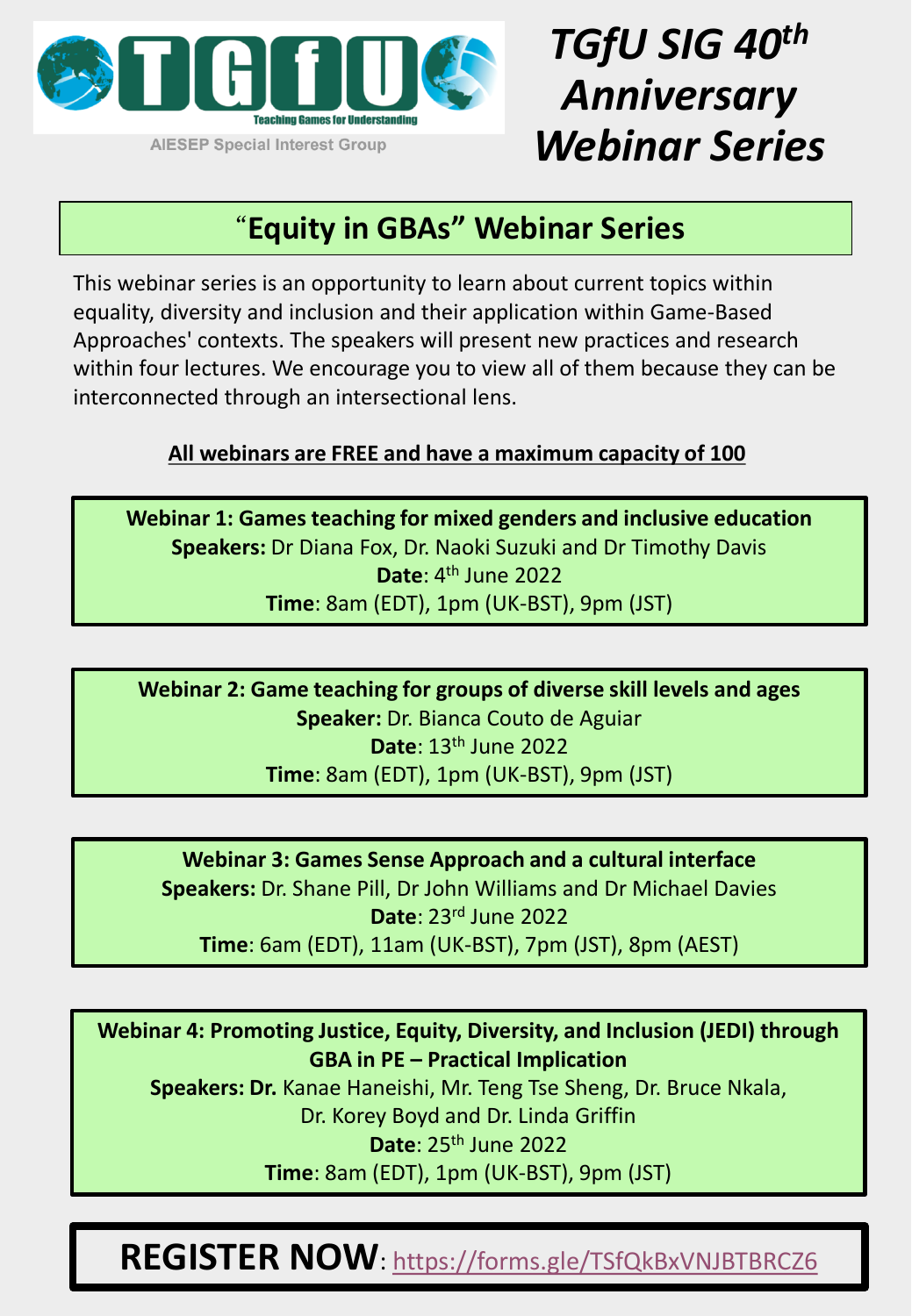TGfU

Teaching Games for Understanding

AIESEP Special Interest Group

# *TGfU SIG 40th Anniversary Webinar Series*

## "Equity in GBAs" Webinar Series

This webinar series is an opportunity to learn about current topics within equality, diversity and inclusion and their application within Game-Based Approaches' contexts. The speakers will present new practices and research within four lectures. We encourage you to view all of them because they can be interconnected through an intersectional lens.

**All webinars are FREE and have a maximum capacity of 100**

**Webinar 1: Games teaching for mixed genders and inclusive education**
**Speakers:** Dr Diana Fox, Dr. Naoki Suzuki and Dr Timothy Davis
**Date**: 4th June 2022
**Time**: 8am (EDT), 1pm (UK-BST), 9pm (JST)

**Webinar 2: Game teaching for groups of diverse skill levels and ages**
**Speaker:** Dr. Bianca Couto de Aguiar
**Date**: 13th June 2022
**Time**: 8am (EDT), 1pm (UK-BST), 9pm (JST)

**Webinar 3: Games Sense Approach and a cultural interface**
**Speakers:** Dr. Shane Pill, Dr John Williams and Dr Michael Davies
**Date**: 23rd June 2022
**Time**: 6am (EDT), 11am (UK-BST), 7pm (JST), 8pm (AEST)

**Webinar 4: Promoting Justice, Equity, Diversity, and Inclusion (JEDI) through GBA in PE – Practical Implication**
**Speakers: Dr.** Kanae Haneishi, Mr. Teng Tse Sheng, Dr. Bruce Nkala, Dr. Korey Boyd and Dr. Linda Griffin
**Date**: 25th June 2022
**Time**: 8am (EDT), 1pm (UK-BST), 9pm (JST)

**REGISTER NOW**: https://forms.gle/TSfQkBxVNJBTBRCZ6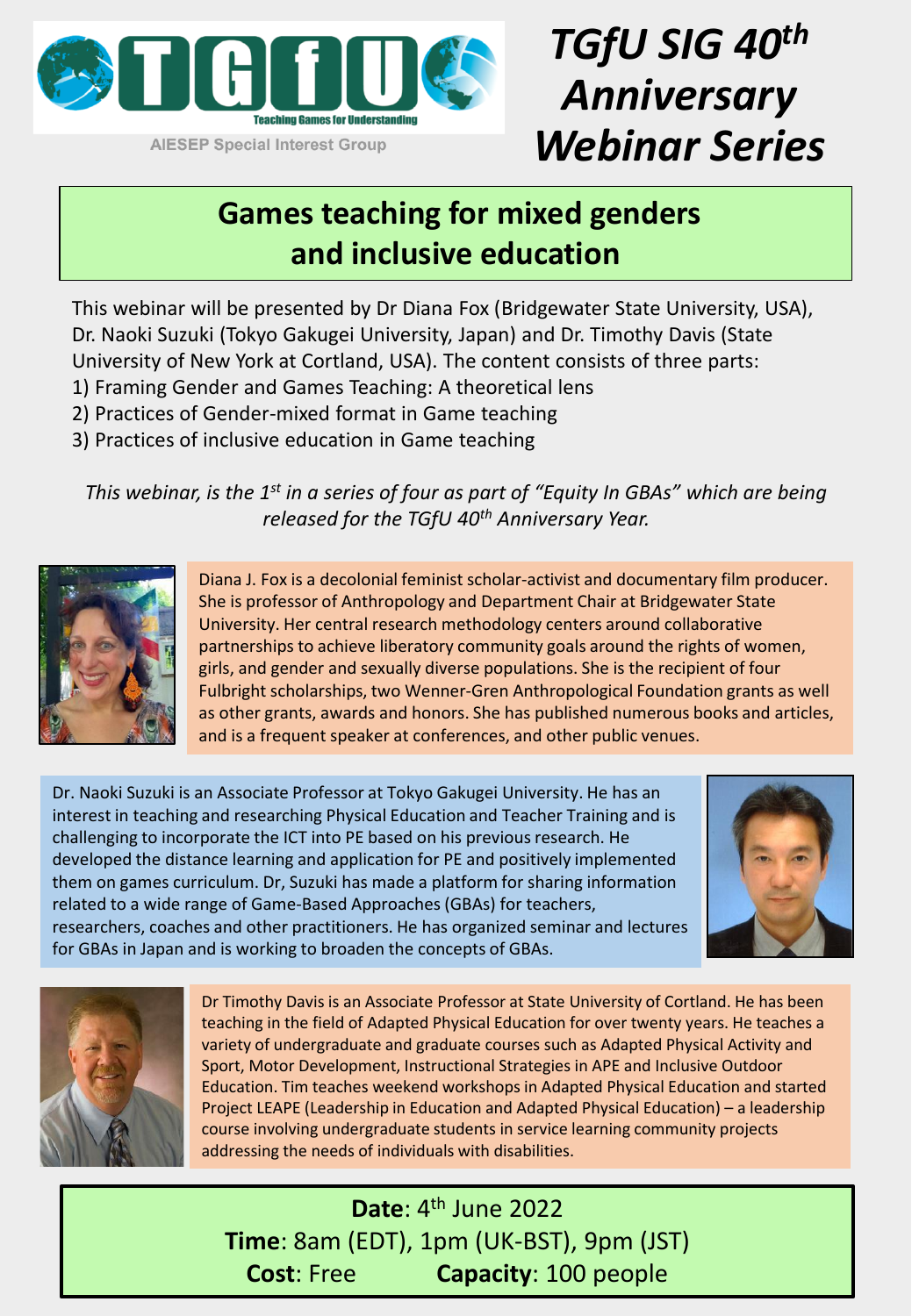TGfU Teaching Games for Understanding

AIESEP Special Interest Group

# *TGfU SIG 40th Anniversary Webinar Series*

## Games teaching for mixed genders and inclusive education

This webinar will be presented by Dr Diana Fox (Bridgewater State University, USA), Dr. Naoki Suzuki (Tokyo Gakugei University, Japan) and Dr. Timothy Davis (State University of New York at Cortland, USA). The content consists of three parts:

1) Framing Gender and Games Teaching: A theoretical lens
2) Practices of Gender-mixed format in Game teaching
3) Practices of inclusive education in Game teaching

*This webinar, is the 1st in a series of four as part of "Equity In GBAs" which are being released for the TGfU 40th Anniversary Year.*

Diana J. Fox is a decolonial feminist scholar-activist and documentary film producer. She is professor of Anthropology and Department Chair at Bridgewater State University. Her central research methodology centers around collaborative partnerships to achieve liberatory community goals around the rights of women, girls, and gender and sexually diverse populations. She is the recipient of four Fulbright scholarships, two Wenner-Gren Anthropological Foundation grants as well as other grants, awards and honors. She has published numerous books and articles, and is a frequent speaker at conferences, and other public venues.

Dr. Naoki Suzuki is an Associate Professor at Tokyo Gakugei University. He has an interest in teaching and researching Physical Education and Teacher Training and is challenging to incorporate the ICT into PE based on his previous research. He developed the distance learning and application for PE and positively implemented them on games curriculum. Dr, Suzuki has made a platform for sharing information related to a wide range of Game-Based Approaches (GBAs) for teachers, researchers, coaches and other practitioners. He has organized seminar and lectures for GBAs in Japan and is working to broaden the concepts of GBAs.

Dr Timothy Davis is an Associate Professor at State University of Cortland. He has been teaching in the field of Adapted Physical Education for over twenty years. He teaches a variety of undergraduate and graduate courses such as Adapted Physical Activity and Sport, Motor Development, Instructional Strategies in APE and Inclusive Outdoor Education. Tim teaches weekend workshops in Adapted Physical Education and started Project LEAPE (Leadership in Education and Adapted Physical Education) – a leadership course involving undergraduate students in service learning community projects addressing the needs of individuals with disabilities.

**Date**: 4th June 2022
**Time**: 8am (EDT), 1pm (UK-BST), 9pm (JST)
**Cost**: Free **Capacity**: 100 people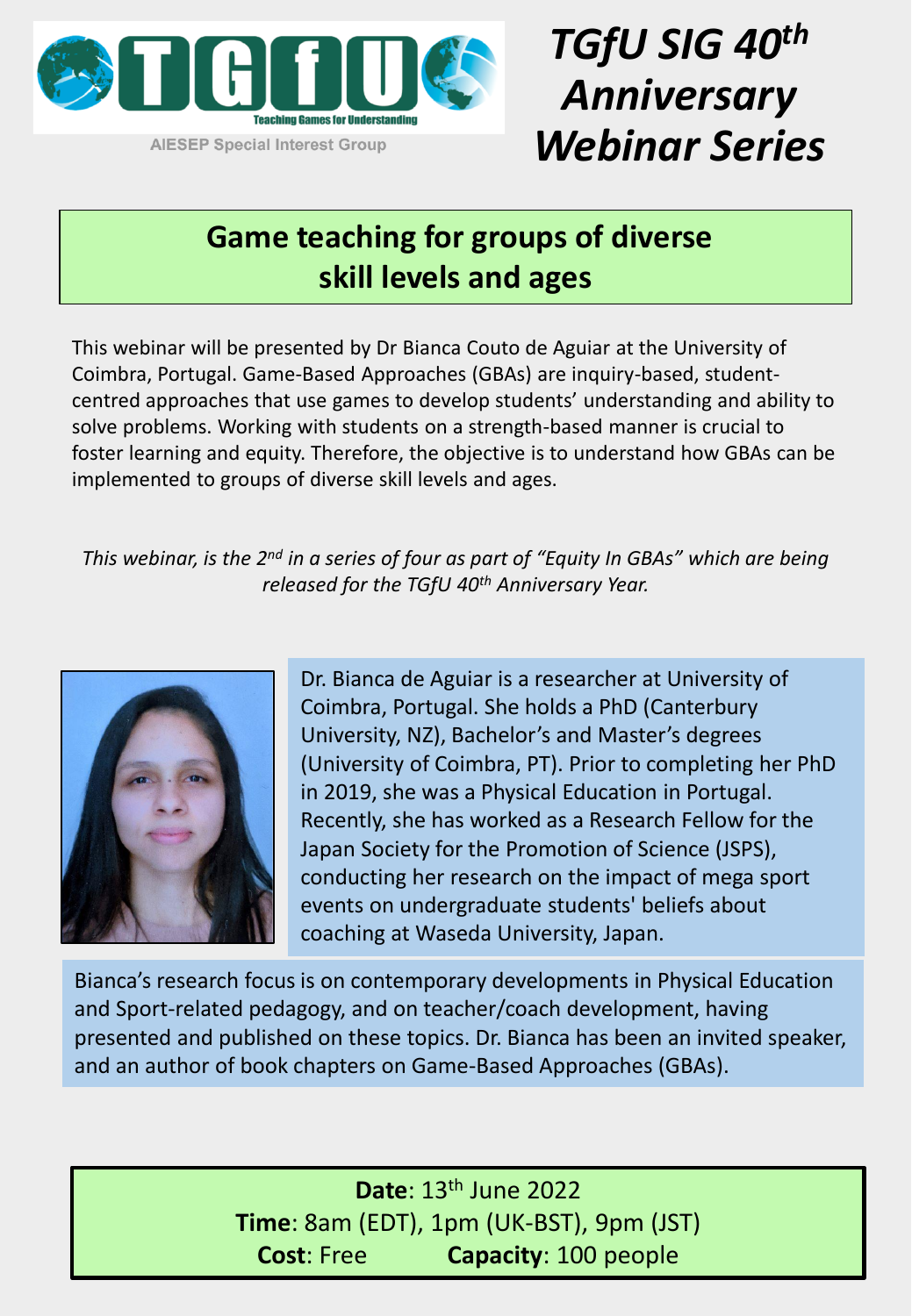**TGfU**

Teaching Games for Understanding

AIESEP Special Interest Group

# *TGfU SIG 40th Anniversary Webinar Series*

## Game teaching for groups of diverse skill levels and ages

This webinar will be presented by Dr Bianca Couto de Aguiar at the University of Coimbra, Portugal. Game-Based Approaches (GBAs) are inquiry-based, student-centred approaches that use games to develop students' understanding and ability to solve problems. Working with students on a strength-based manner is crucial to foster learning and equity. Therefore, the objective is to understand how GBAs can be implemented to groups of diverse skill levels and ages.

*This webinar, is the 2nd in a series of four as part of "Equity In GBAs" which are being released for the TGfU 40th Anniversary Year.*

Dr. Bianca de Aguiar is a researcher at University of Coimbra, Portugal. She holds a PhD (Canterbury University, NZ), Bachelor's and Master's degrees (University of Coimbra, PT). Prior to completing her PhD in 2019, she was a Physical Education in Portugal. Recently, she has worked as a Research Fellow for the Japan Society for the Promotion of Science (JSPS), conducting her research on the impact of mega sport events on undergraduate students' beliefs about coaching at Waseda University, Japan.

Bianca's research focus is on contemporary developments in Physical Education and Sport-related pedagogy, and on teacher/coach development, having presented and published on these topics. Dr. Bianca has been an invited speaker, and an author of book chapters on Game-Based Approaches (GBAs).

**Date**: 13th June 2022
**Time**: 8am (EDT), 1pm (UK-BST), 9pm (JST)
**Cost**: Free **Capacity**: 100 people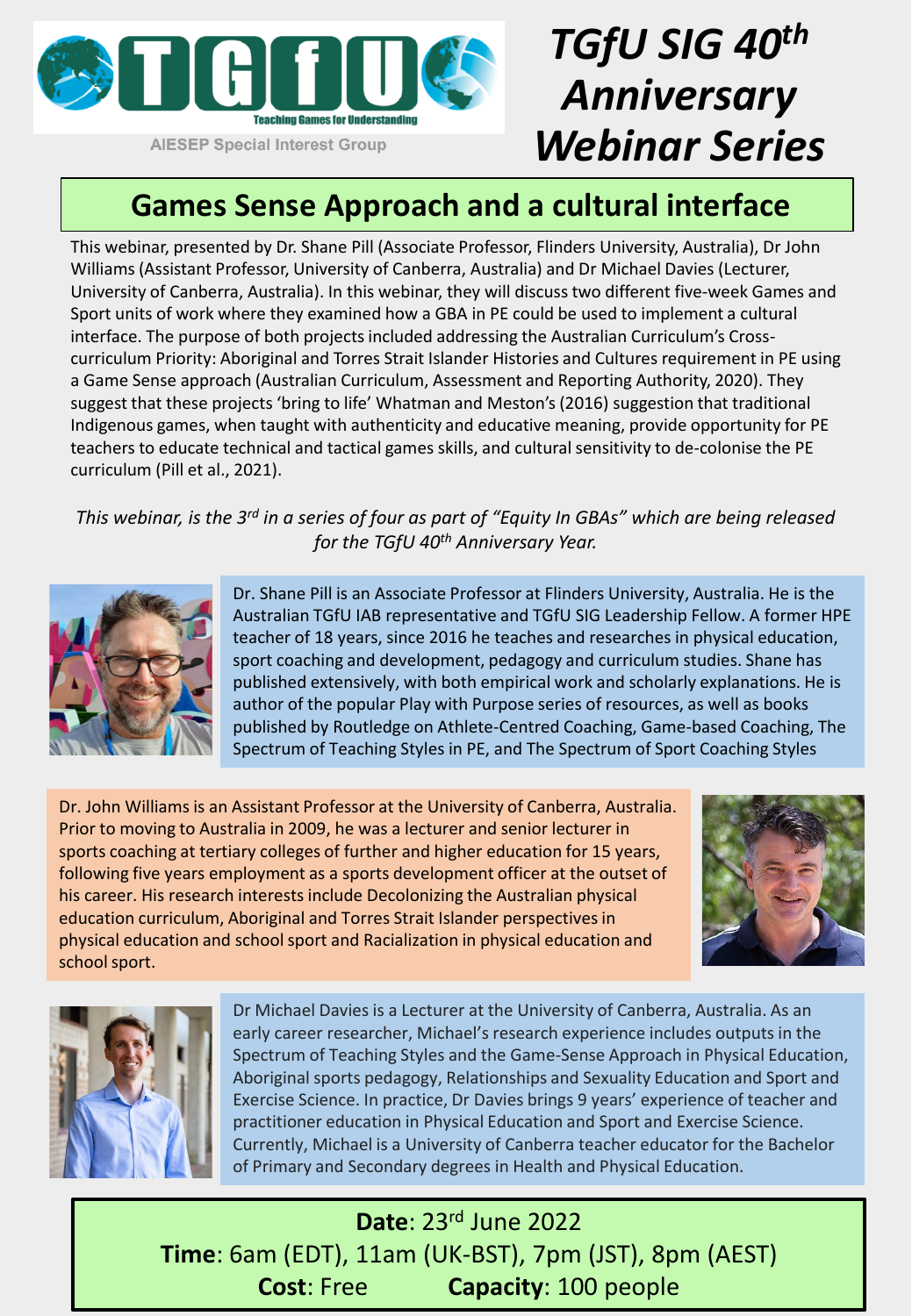TGfU

Teaching Games for Understanding

AIESEP Special Interest Group

# *TGfU SIG 40th Anniversary Webinar Series*

## Games Sense Approach and a cultural interface

This webinar, presented by Dr. Shane Pill (Associate Professor, Flinders University, Australia), Dr John Williams (Assistant Professor, University of Canberra, Australia) and Dr Michael Davies (Lecturer, University of Canberra, Australia). In this webinar, they will discuss two different five-week Games and Sport units of work where they examined how a GBA in PE could be used to implement a cultural interface. The purpose of both projects included addressing the Australian Curriculum's Cross-curriculum Priority: Aboriginal and Torres Strait Islander Histories and Cultures requirement in PE using a Game Sense approach (Australian Curriculum, Assessment and Reporting Authority, 2020). They suggest that these projects 'bring to life' Whatman and Meston's (2016) suggestion that traditional Indigenous games, when taught with authenticity and educative meaning, provide opportunity for PE teachers to educate technical and tactical games skills, and cultural sensitivity to de-colonise the PE curriculum (Pill et al., 2021).

*This webinar, is the 3rd in a series of four as part of "Equity In GBAs" which are being released for the TGfU 40th Anniversary Year.*

Dr. Shane Pill is an Associate Professor at Flinders University, Australia. He is the Australian TGfU IAB representative and TGfU SIG Leadership Fellow. A former HPE teacher of 18 years, since 2016 he teaches and researches in physical education, sport coaching and development, pedagogy and curriculum studies. Shane has published extensively, with both empirical work and scholarly explanations. He is author of the popular Play with Purpose series of resources, as well as books published by Routledge on Athlete-Centred Coaching, Game-based Coaching, The Spectrum of Teaching Styles in PE, and The Spectrum of Sport Coaching Styles

Dr. John Williams is an Assistant Professor at the University of Canberra, Australia. Prior to moving to Australia in 2009, he was a lecturer and senior lecturer in sports coaching at tertiary colleges of further and higher education for 15 years, following five years employment as a sports development officer at the outset of his career. His research interests include Decolonizing the Australian physical education curriculum, Aboriginal and Torres Strait Islander perspectives in physical education and school sport and Racialization in physical education and school sport.

Dr Michael Davies is a Lecturer at the University of Canberra, Australia. As an early career researcher, Michael's research experience includes outputs in the Spectrum of Teaching Styles and the Game-Sense Approach in Physical Education, Aboriginal sports pedagogy, Relationships and Sexuality Education and Sport and Exercise Science. In practice, Dr Davies brings 9 years' experience of teacher and practitioner education in Physical Education and Sport and Exercise Science. Currently, Michael is a University of Canberra teacher educator for the Bachelor of Primary and Secondary degrees in Health and Physical Education.

**Date**: 23rd June 2022
**Time**: 6am (EDT), 11am (UK-BST), 7pm (JST), 8pm (AEST)
**Cost**: Free **Capacity**: 100 people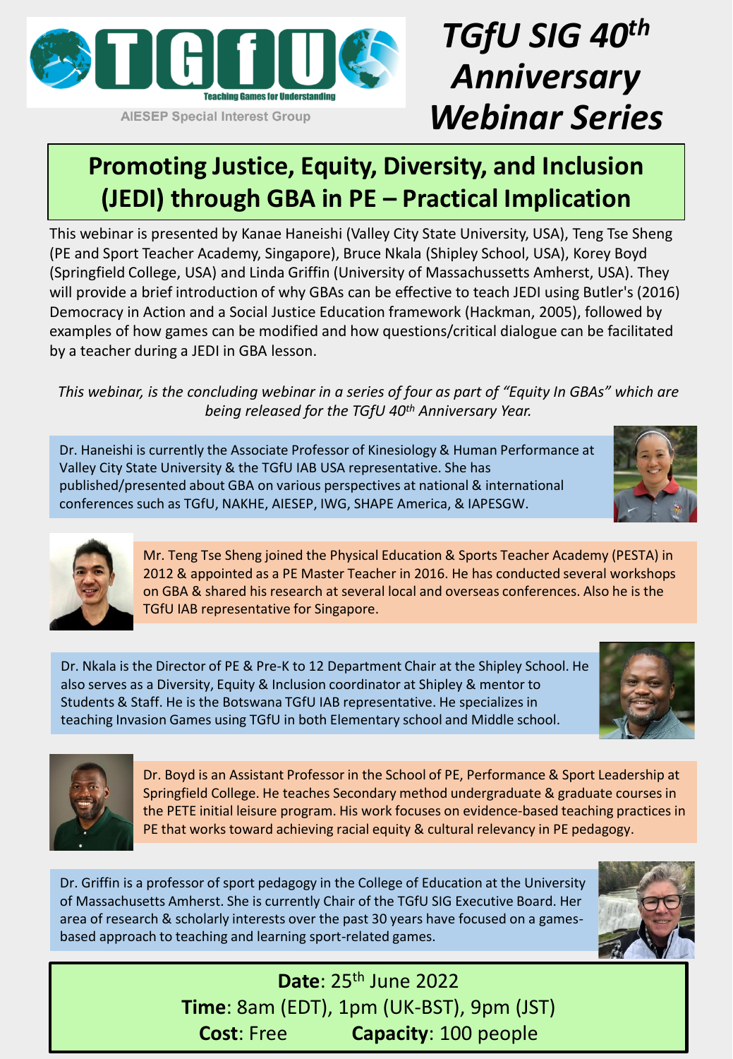TGfU

Teaching Games for Understanding

AIESEP Special Interest Group

# *TGfU SIG 40th Anniversary Webinar Series*

## Promoting Justice, Equity, Diversity, and Inclusion (JEDI) through GBA in PE – Practical Implication

This webinar is presented by Kanae Haneishi (Valley City State University, USA), Teng Tse Sheng (PE and Sport Teacher Academy, Singapore), Bruce Nkala (Shipley School, USA), Korey Boyd (Springfield College, USA) and Linda Griffin (University of Massachussetts Amherst, USA). They will provide a brief introduction of why GBAs can be effective to teach JEDI using Butler's (2016) Democracy in Action and a Social Justice Education framework (Hackman, 2005), followed by examples of how games can be modified and how questions/critical dialogue can be facilitated by a teacher during a JEDI in GBA lesson.

*This webinar, is the concluding webinar in a series of four as part of "Equity In GBAs" which are being released for the TGfU 40th Anniversary Year.*

Dr. Haneishi is currently the Associate Professor of Kinesiology & Human Performance at Valley City State University & the TGfU IAB USA representative. She has published/presented about GBA on various perspectives at national & international conferences such as TGfU, NAKHE, AIESEP, IWG, SHAPE America, & IAPESGW.

Mr. Teng Tse Sheng joined the Physical Education & Sports Teacher Academy (PESTA) in 2012 & appointed as a PE Master Teacher in 2016. He has conducted several workshops on GBA & shared his research at several local and overseas conferences. Also he is the TGfU IAB representative for Singapore.

Dr. Nkala is the Director of PE & Pre-K to 12 Department Chair at the Shipley School. He also serves as a Diversity, Equity & Inclusion coordinator at Shipley & mentor to Students & Staff. He is the Botswana TGfU IAB representative. He specializes in teaching Invasion Games using TGfU in both Elementary school and Middle school.

Dr. Boyd is an Assistant Professor in the School of PE, Performance & Sport Leadership at Springfield College. He teaches Secondary method undergraduate & graduate courses in the PETE initial leisure program. His work focuses on evidence-based teaching practices in PE that works toward achieving racial equity & cultural relevancy in PE pedagogy.

Dr. Griffin is a professor of sport pedagogy in the College of Education at the University of Massachusetts Amherst. She is currently Chair of the TGfU SIG Executive Board. Her area of research & scholarly interests over the past 30 years have focused on a games-based approach to teaching and learning sport-related games.

**Date**: 25th June 2022

**Time**: 8am (EDT), 1pm (UK-BST), 9pm (JST)

**Cost**: Free **Capacity**: 100 people